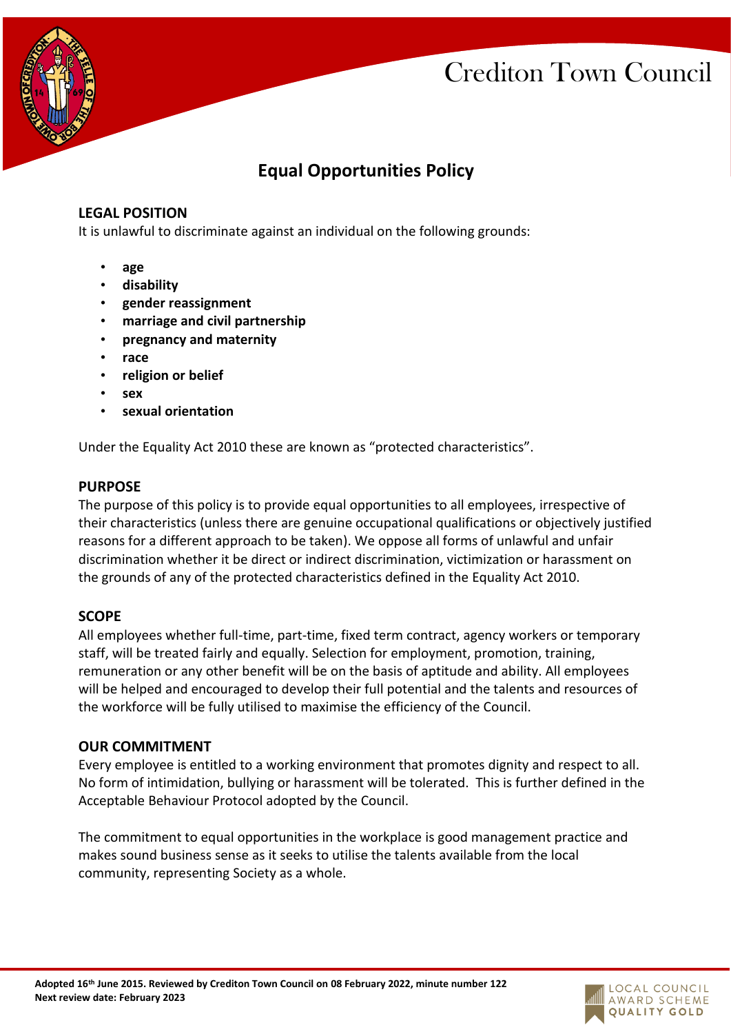Crediton Town Council

# Equal Opportunities Policy

## LEGAL POSITION

It is unlawful to discriminate against an individual on the following grounds:

- **age**
- **disability**
- **gender reassignment**
- **marriage and civil partnership**
- **pregnancy and maternity**
- **race**
- **religion or belief**
- **sex**
- **sexual orientation**

Under the Equality Act 2010 these are known as "protected characteristics".

## PURPOSE

The purpose of this policy is to provide equal opportunities to all employees, irrespective of their characteristics (unless there are genuine occupational qualifications or objectively justified reasons for a different approach to be taken). We oppose all forms of unlawful and unfair discrimination whether it be direct or indirect discrimination, victimization or harassment on the grounds of any of the protected characteristics defined in the Equality Act 2010.

## SCOPE

All employees whether full-time, part-time, fixed term contract, agency workers or temporary staff, will be treated fairly and equally. Selection for employment, promotion, training, remuneration or any other benefit will be on the basis of aptitude and ability. All employees will be helped and encouraged to develop their full potential and the talents and resources of the workforce will be fully utilised to maximise the efficiency of the Council.

## OUR COMMITMENT

Every employee is entitled to a working environment that promotes dignity and respect to all. No form of intimidation, bullying or harassment will be tolerated. This is further defined in the Acceptable Behaviour Protocol adopted by the Council.

The commitment to equal opportunities in the workplace is good management practice and makes sound business sense as it seeks to utilise the talents available from the local community, representing Society as a whole.

**Adopted 16th June 2015. Reviewed by Crediton Town Council on 08 February 2022, minute number 122**
**Next review date: February 2023**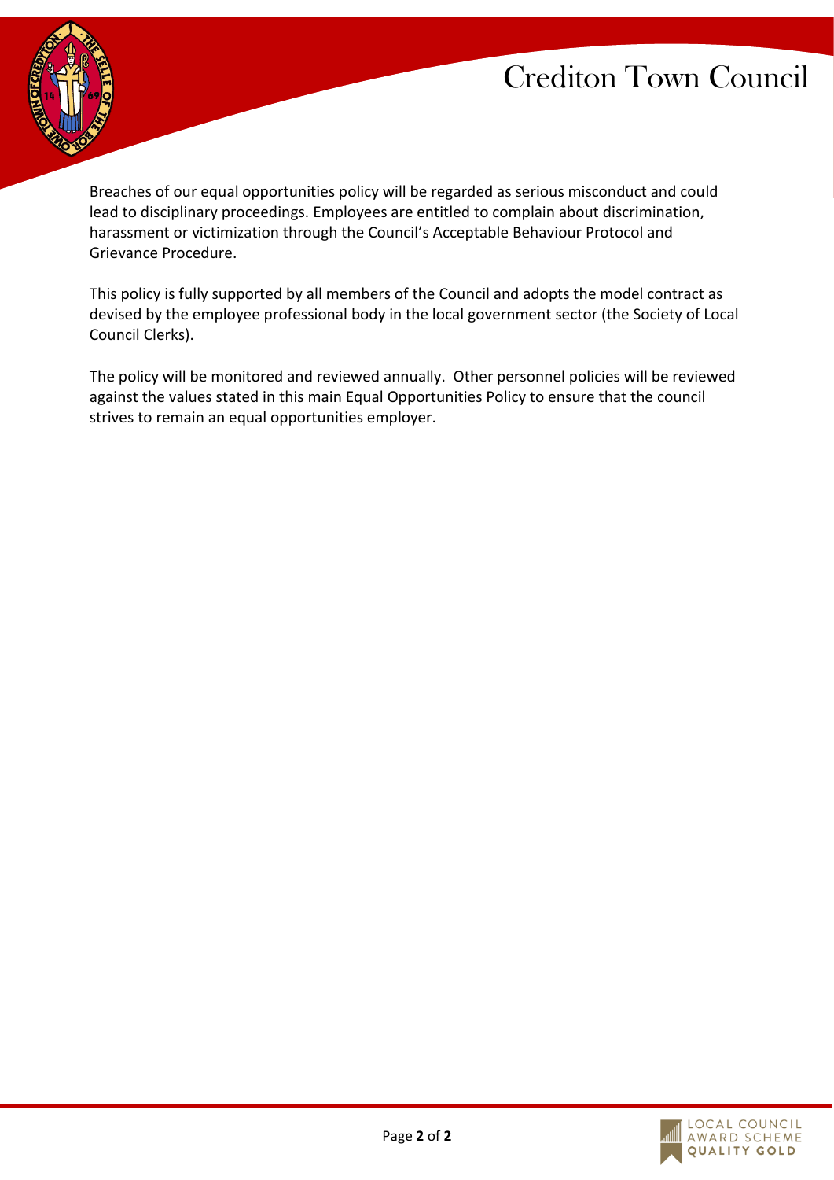Breaches of our equal opportunities policy will be regarded as serious misconduct and could lead to disciplinary proceedings. Employees are entitled to complain about discrimination, harassment or victimization through the Council's Acceptable Behaviour Protocol and Grievance Procedure.

This policy is fully supported by all members of the Council and adopts the model contract as devised by the employee professional body in the local government sector (the Society of Local Council Clerks).

The policy will be monitored and reviewed annually. Other personnel policies will be reviewed against the values stated in this main Equal Opportunities Policy to ensure that the council strives to remain an equal opportunities employer.